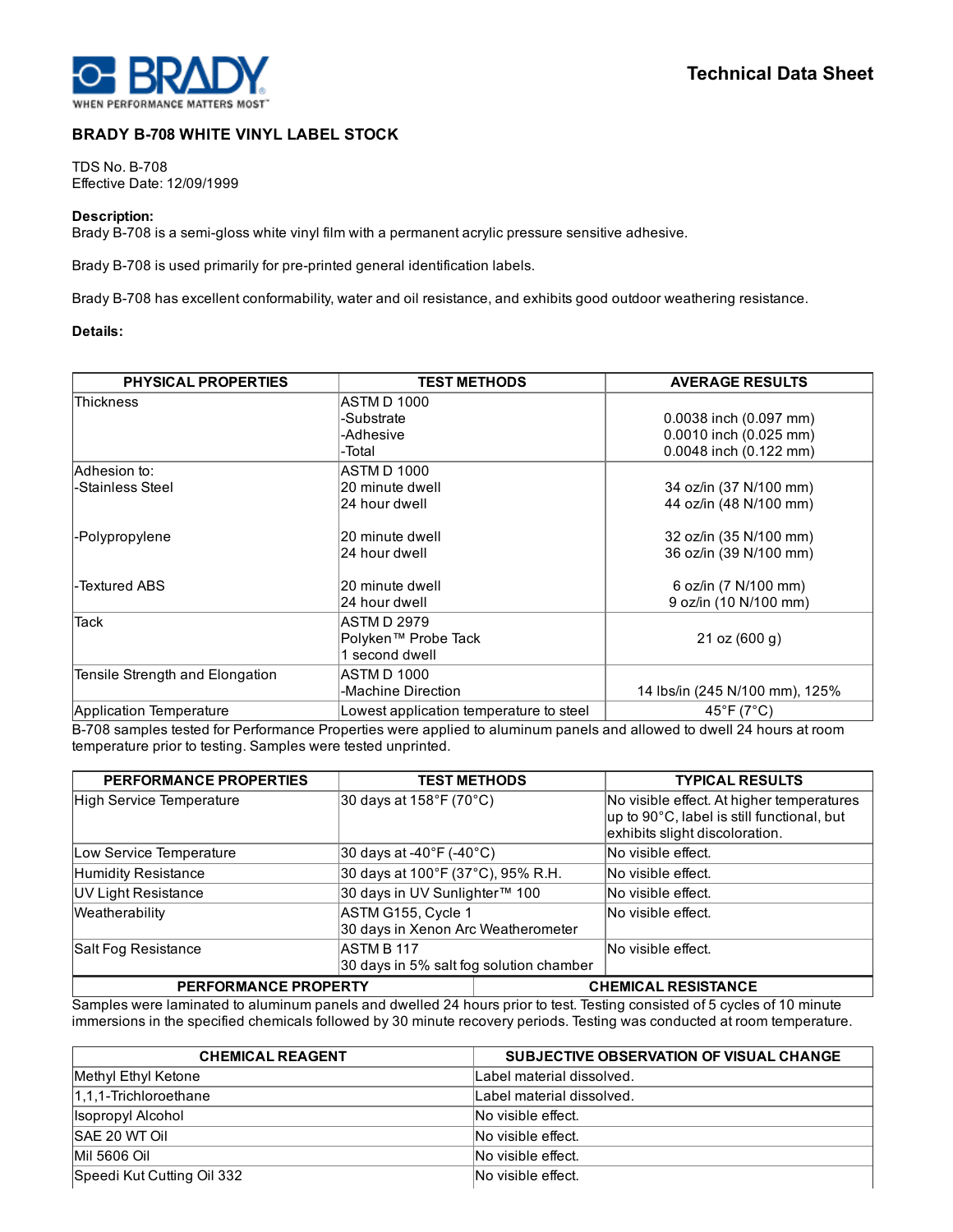BRADY — WHEN PERFORMANCE MATTERS MOST™

**Technical Data Sheet**

## BRADY B-708 WHITE VINYL LABEL STOCK

TDS No. B-708
Effective Date: 12/09/1999

**Description:**
Brady B-708 is a semi-gloss white vinyl film with a permanent acrylic pressure sensitive adhesive.

Brady B-708 is used primarily for pre-printed general identification labels.

Brady B-708 has excellent conformability, water and oil resistance, and exhibits good outdoor weathering resistance.

**Details:**

| PHYSICAL PROPERTIES | TEST METHODS | AVERAGE RESULTS |
|---|---|---|
| Thickness | ASTM D 1000<br>-Substrate<br>-Adhesive<br>-Total | <br>0.0038 inch (0.097 mm)<br>0.0010 inch (0.025 mm)<br>0.0048 inch (0.122 mm) |
| Adhesion to:<br>-Stainless Steel | ASTM D 1000<br>20 minute dwell<br>24 hour dwell | <br>34 oz/in (37 N/100 mm)<br>44 oz/in (48 N/100 mm) |
| -Polypropylene | 20 minute dwell<br>24 hour dwell | 32 oz/in (35 N/100 mm)<br>36 oz/in (39 N/100 mm) |
| -Textured ABS | 20 minute dwell<br>24 hour dwell | 6 oz/in (7 N/100 mm)<br>9 oz/in (10 N/100 mm) |
| Tack | ASTM D 2979<br>Polyken™ Probe Tack<br>1 second dwell | 21 oz (600 g) |
| Tensile Strength and Elongation | ASTM D 1000<br>-Machine Direction | 14 lbs/in (245 N/100 mm), 125% |
| Application Temperature | Lowest application temperature to steel | 45°F (7°C) |

B-708 samples tested for Performance Properties were applied to aluminum panels and allowed to dwell 24 hours at room temperature prior to testing. Samples were tested unprinted.

| PERFORMANCE PROPERTIES | TEST METHODS | TYPICAL RESULTS |
|---|---|---|
| High Service Temperature | 30 days at 158°F (70°C) | No visible effect. At higher temperatures up to 90°C, label is still functional, but exhibits slight discoloration. |
| Low Service Temperature | 30 days at -40°F (-40°C) | No visible effect. |
| Humidity Resistance | 30 days at 100°F (37°C), 95% R.H. | No visible effect. |
| UV Light Resistance | 30 days in UV Sunlighter™ 100 | No visible effect. |
| Weatherability | ASTM G155, Cycle 1<br>30 days in Xenon Arc Weatherometer | No visible effect. |
| Salt Fog Resistance | ASTM B 117<br>30 days in 5% salt fog solution chamber | No visible effect. |

| PERFORMANCE PROPERTY | CHEMICAL RESISTANCE |
|---|---|

Samples were laminated to aluminum panels and dwelled 24 hours prior to test. Testing consisted of 5 cycles of 10 minute immersions in the specified chemicals followed by 30 minute recovery periods. Testing was conducted at room temperature.

| CHEMICAL REAGENT | SUBJECTIVE OBSERVATION OF VISUAL CHANGE |
|---|---|
| Methyl Ethyl Ketone | Label material dissolved. |
| 1,1,1-Trichloroethane | Label material dissolved. |
| Isopropyl Alcohol | No visible effect. |
| SAE 20 WT Oil | No visible effect. |
| Mil 5606 Oil | No visible effect. |
| Speedi Kut Cutting Oil 332 | No visible effect. |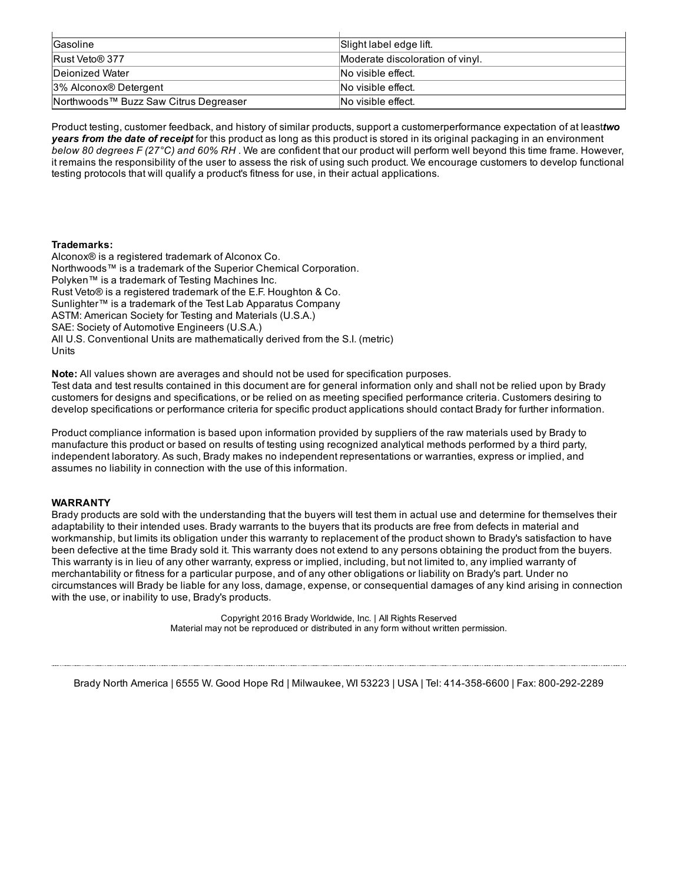| | |
|---|---|
| Gasoline | Slight label edge lift. |
| Rust Veto® 377 | Moderate discoloration of vinyl. |
| Deionized Water | No visible effect. |
| 3% Alconox® Detergent | No visible effect. |
| Northwoods™ Buzz Saw Citrus Degreaser | No visible effect. |

Product testing, customer feedback, and history of similar products, support a customerperformance expectation of at least***two years from the date of receipt*** for this product as long as this product is stored in its original packaging in an environment *below 80 degrees F (27°C) and 60% RH* . We are confident that our product will perform well beyond this time frame. However, it remains the responsibility of the user to assess the risk of using such product. We encourage customers to develop functional testing protocols that will qualify a product's fitness for use, in their actual applications.

**Trademarks:**
Alconox® is a registered trademark of Alconox Co.
Northwoods™ is a trademark of the Superior Chemical Corporation.
Polyken™ is a trademark of Testing Machines Inc.
Rust Veto® is a registered trademark of the E.F. Houghton & Co.
Sunlighter™ is a trademark of the Test Lab Apparatus Company
ASTM: American Society for Testing and Materials (U.S.A.)
SAE: Society of Automotive Engineers (U.S.A.)
All U.S. Conventional Units are mathematically derived from the S.I. (metric) Units

**Note:** All values shown are averages and should not be used for specification purposes.
Test data and test results contained in this document are for general information only and shall not be relied upon by Brady customers for designs and specifications, or be relied on as meeting specified performance criteria. Customers desiring to develop specifications or performance criteria for specific product applications should contact Brady for further information.

Product compliance information is based upon information provided by suppliers of the raw materials used by Brady to manufacture this product or based on results of testing using recognized analytical methods performed by a third party, independent laboratory. As such, Brady makes no independent representations or warranties, express or implied, and assumes no liability in connection with the use of this information.

**WARRANTY**
Brady products are sold with the understanding that the buyers will test them in actual use and determine for themselves their adaptability to their intended uses. Brady warrants to the buyers that its products are free from defects in material and workmanship, but limits its obligation under this warranty to replacement of the product shown to Brady's satisfaction to have been defective at the time Brady sold it. This warranty does not extend to any persons obtaining the product from the buyers. This warranty is in lieu of any other warranty, express or implied, including, but not limited to, any implied warranty of merchantability or fitness for a particular purpose, and of any other obligations or liability on Brady's part. Under no circumstances will Brady be liable for any loss, damage, expense, or consequential damages of any kind arising in connection with the use, or inability to use, Brady's products.

Copyright 2016 Brady Worldwide, Inc. | All Rights Reserved
Material may not be reproduced or distributed in any form without written permission.

Brady North America | 6555 W. Good Hope Rd | Milwaukee, WI 53223 | USA | Tel: 414-358-6600 | Fax: 800-292-2289